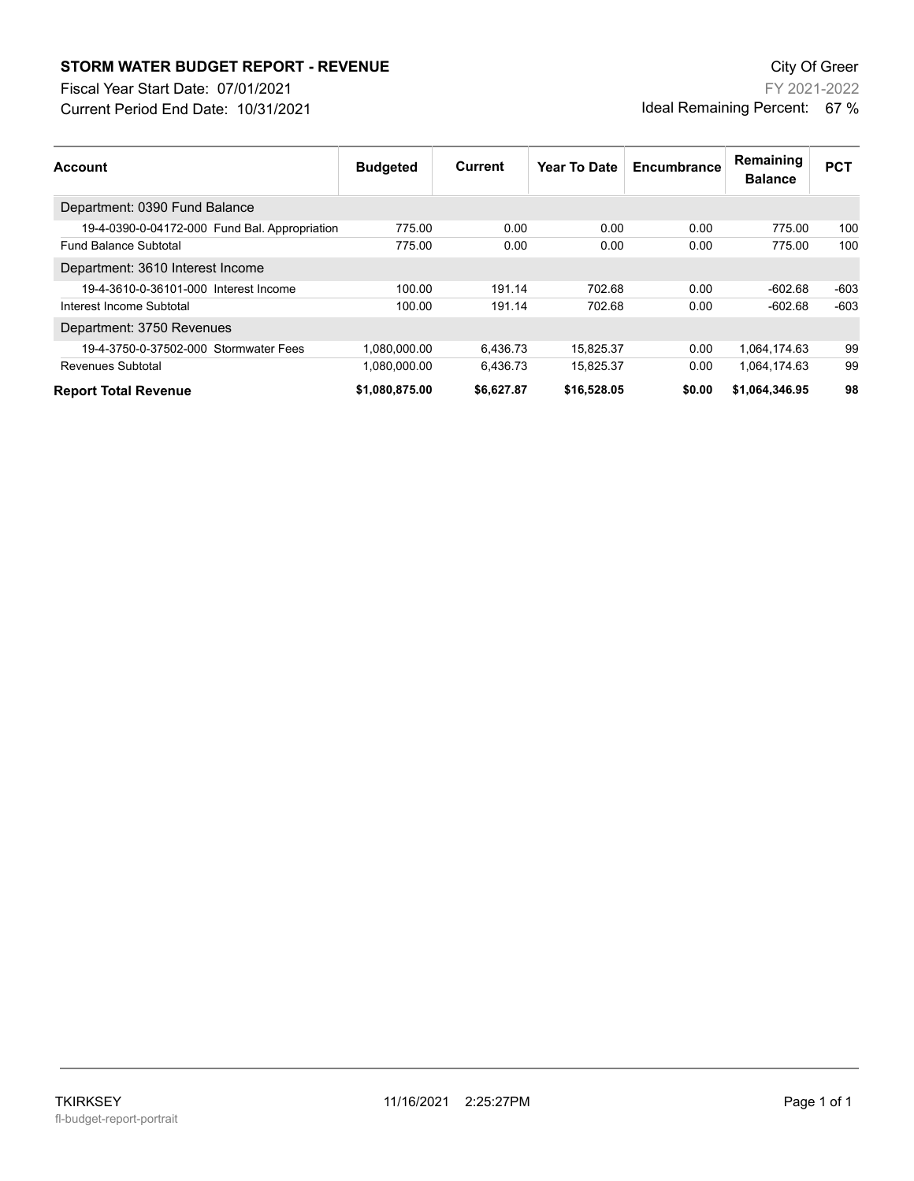# STORM WATER BUDGET REPORT - REVENUE

City Of Greer

Fiscal Year Start Date: 07/01/2021

FY 2021-2022

Current Period End Date: 10/31/2021

Ideal Remaining Percent: 67 %

| Account | Budgeted | Current | Year To Date | Encumbrance | Remaining Balance | PCT |
|---|---|---|---|---|---|---|
| Department: 0390 Fund Balance | | | | | | |
| 19-4-0390-0-04172-000 Fund Bal. Appropriation | 775.00 | 0.00 | 0.00 | 0.00 | 775.00 | 100 |
| Fund Balance Subtotal | 775.00 | 0.00 | 0.00 | 0.00 | 775.00 | 100 |
| Department: 3610 Interest Income | | | | | | |
| 19-4-3610-0-36101-000 Interest Income | 100.00 | 191.14 | 702.68 | 0.00 | -602.68 | -603 |
| Interest Income Subtotal | 100.00 | 191.14 | 702.68 | 0.00 | -602.68 | -603 |
| Department: 3750 Revenues | | | | | | |
| 19-4-3750-0-37502-000 Stormwater Fees | 1,080,000.00 | 6,436.73 | 15,825.37 | 0.00 | 1,064,174.63 | 99 |
| Revenues Subtotal | 1,080,000.00 | 6,436.73 | 15,825.37 | 0.00 | 1,064,174.63 | 99 |
| **Report Total Revenue** | **$1,080,875.00** | **$6,627.87** | **$16,528.05** | **$0.00** | **$1,064,346.95** | **98** |

TKIRKSEY 11/16/2021 2:25:27PM

fl-budget-report-portrait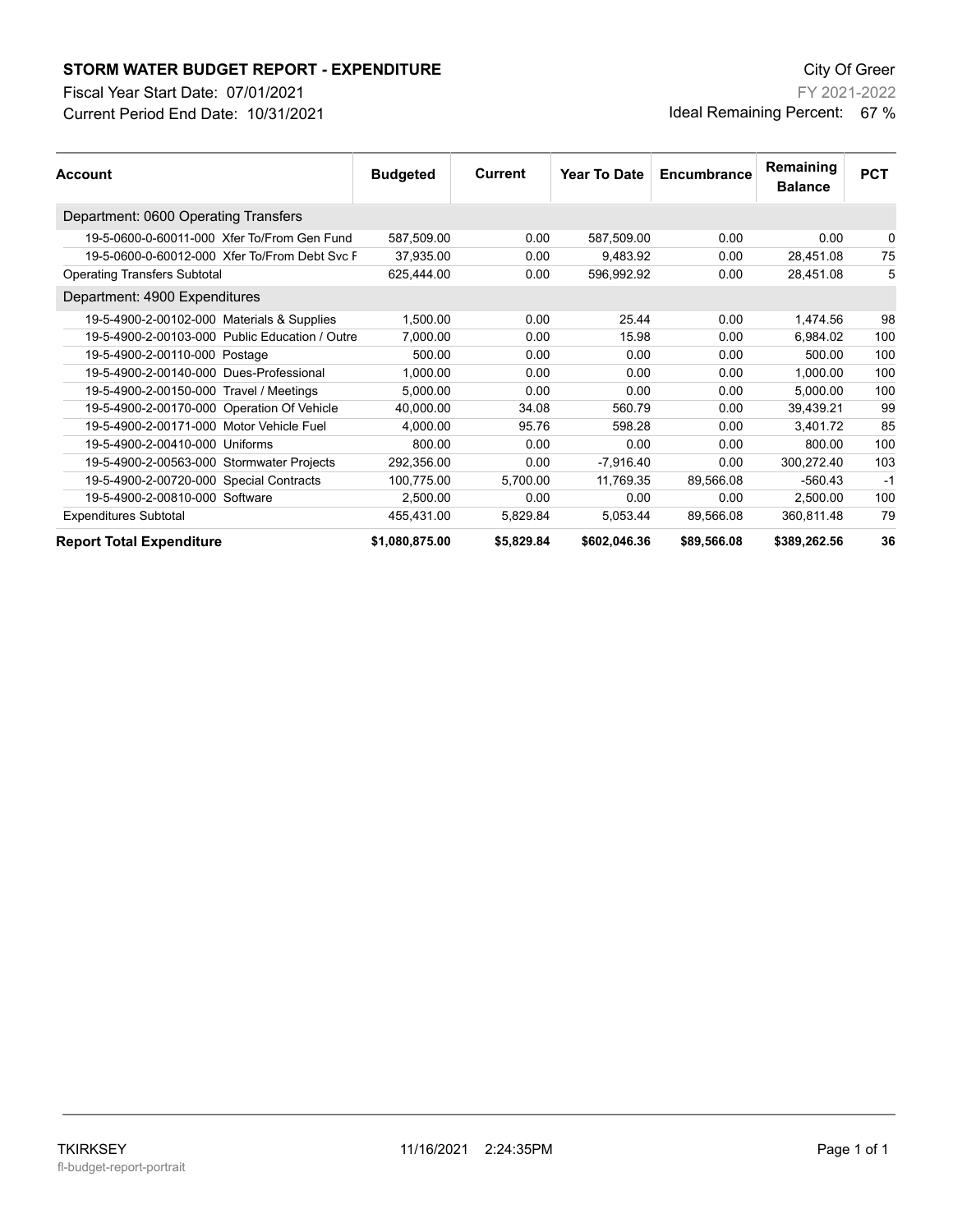**STORM WATER BUDGET REPORT - EXPENDITURE**

City Of Greer

Fiscal Year Start Date: 07/01/2021

FY 2021-2022

Current Period End Date: 10/31/2021

Ideal Remaining Percent: 67 %

| Account | Budgeted | Current | Year To Date | Encumbrance | Remaining Balance | PCT |
|---|---|---|---|---|---|---|
| Department: 0600 Operating Transfers | | | | | | |
| 19-5-0600-0-60011-000 Xfer To/From Gen Fund | 587,509.00 | 0.00 | 587,509.00 | 0.00 | 0.00 | 0 |
| 19-5-0600-0-60012-000 Xfer To/From Debt Svc F | 37,935.00 | 0.00 | 9,483.92 | 0.00 | 28,451.08 | 75 |
| Operating Transfers Subtotal | 625,444.00 | 0.00 | 596,992.92 | 0.00 | 28,451.08 | 5 |
| Department: 4900 Expenditures | | | | | | |
| 19-5-4900-2-00102-000 Materials & Supplies | 1,500.00 | 0.00 | 25.44 | 0.00 | 1,474.56 | 98 |
| 19-5-4900-2-00103-000 Public Education / Outre | 7,000.00 | 0.00 | 15.98 | 0.00 | 6,984.02 | 100 |
| 19-5-4900-2-00110-000 Postage | 500.00 | 0.00 | 0.00 | 0.00 | 500.00 | 100 |
| 19-5-4900-2-00140-000 Dues-Professional | 1,000.00 | 0.00 | 0.00 | 0.00 | 1,000.00 | 100 |
| 19-5-4900-2-00150-000 Travel / Meetings | 5,000.00 | 0.00 | 0.00 | 0.00 | 5,000.00 | 100 |
| 19-5-4900-2-00170-000 Operation Of Vehicle | 40,000.00 | 34.08 | 560.79 | 0.00 | 39,439.21 | 99 |
| 19-5-4900-2-00171-000 Motor Vehicle Fuel | 4,000.00 | 95.76 | 598.28 | 0.00 | 3,401.72 | 85 |
| 19-5-4900-2-00410-000 Uniforms | 800.00 | 0.00 | 0.00 | 0.00 | 800.00 | 100 |
| 19-5-4900-2-00563-000 Stormwater Projects | 292,356.00 | 0.00 | -7,916.40 | 0.00 | 300,272.40 | 103 |
| 19-5-4900-2-00720-000 Special Contracts | 100,775.00 | 5,700.00 | 11,769.35 | 89,566.08 | -560.43 | -1 |
| 19-5-4900-2-00810-000 Software | 2,500.00 | 0.00 | 0.00 | 0.00 | 2,500.00 | 100 |
| Expenditures Subtotal | 455,431.00 | 5,829.84 | 5,053.44 | 89,566.08 | 360,811.48 | 79 |
| **Report Total Expenditure** | **$1,080,875.00** | **$5,829.84** | **$602,046.36** | **$89,566.08** | **$389,262.56** | **36** |

TKIRKSEY

fl-budget-report-portrait

11/16/2021 2:24:35PM